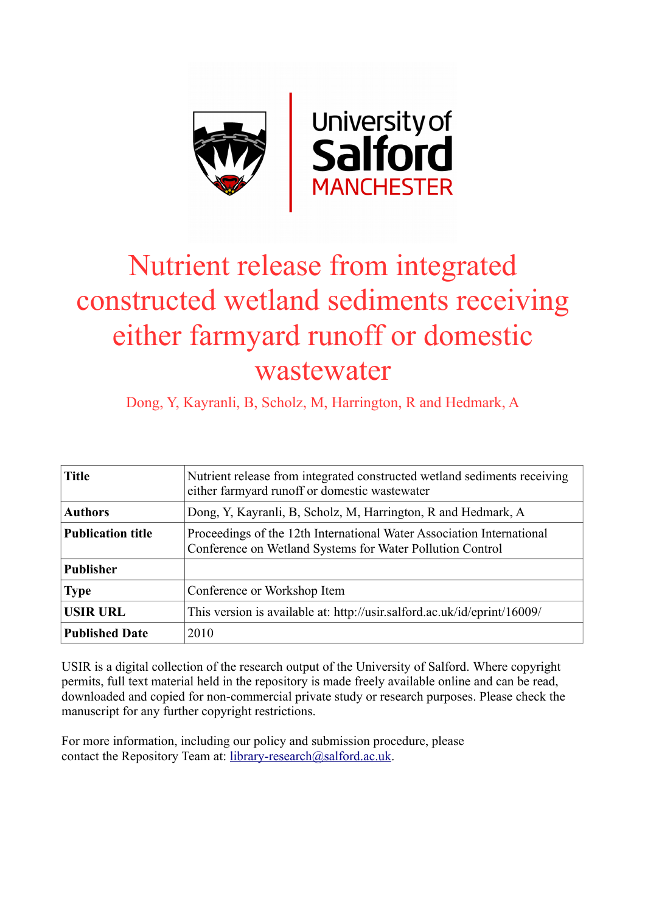# Nutrient release from integrated constructed wetland sediments receiving either farmyard runoff or domestic wastewater

Dong, Y, Kayranli, B, Scholz, M, Harrington, R and Hedmark, A

| Title | Nutrient release from integrated constructed wetland sediments receiving either farmyard runoff or domestic wastewater |
|---|---|
| Authors | Dong, Y, Kayranli, B, Scholz, M, Harrington, R and Hedmark, A |
| Publication title | Proceedings of the 12th International Water Association International Conference on Wetland Systems for Water Pollution Control |
| Publisher | |
| Type | Conference or Workshop Item |
| USIR URL | This version is available at: http://usir.salford.ac.uk/id/eprint/16009/ |
| Published Date | 2010 |

USIR is a digital collection of the research output of the University of Salford. Where copyright permits, full text material held in the repository is made freely available online and can be read, downloaded and copied for non-commercial private study or research purposes. Please check the manuscript for any further copyright restrictions.

For more information, including our policy and submission procedure, please contact the Repository Team at: library-research@salford.ac.uk.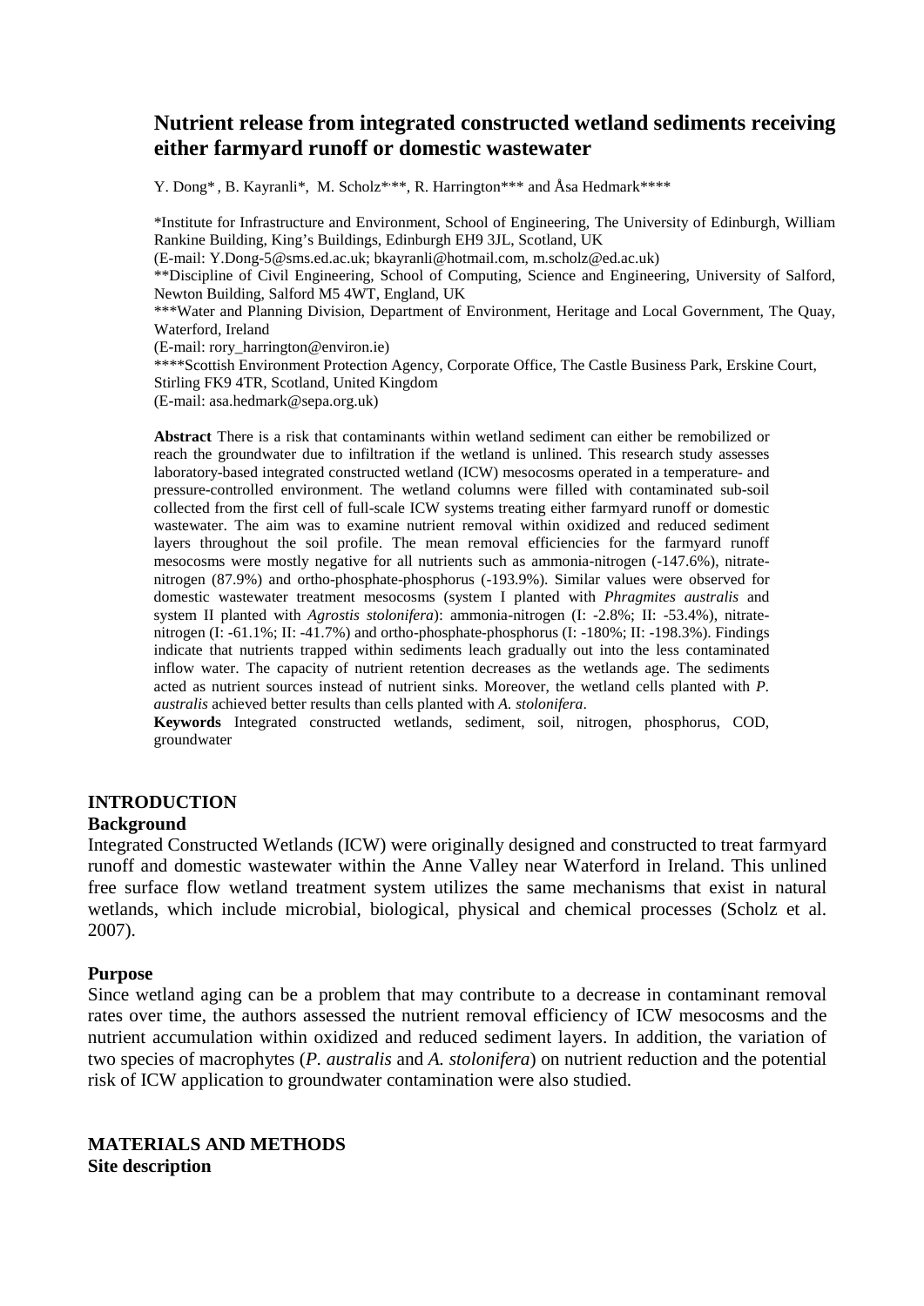# Nutrient release from integrated constructed wetland sediments receiving either farmyard runoff or domestic wastewater

Y. Dong*, B. Kayranli*, M. Scholz*,**, R. Harrington*** and Åsa Hedmark****

*Institute for Infrastructure and Environment, School of Engineering, The University of Edinburgh, William Rankine Building, King's Buildings, Edinburgh EH9 3JL, Scotland, UK
(E-mail: Y.Dong-5@sms.ed.ac.uk; bkayranli@hotmail.com, m.scholz@ed.ac.uk)
**Discipline of Civil Engineering, School of Computing, Science and Engineering, University of Salford, Newton Building, Salford M5 4WT, England, UK
***Water and Planning Division, Department of Environment, Heritage and Local Government, The Quay, Waterford, Ireland
(E-mail: rory_harrington@environ.ie)
****Scottish Environment Protection Agency, Corporate Office, The Castle Business Park, Erskine Court, Stirling FK9 4TR, Scotland, United Kingdom
(E-mail: asa.hedmark@sepa.org.uk)

**Abstract** There is a risk that contaminants within wetland sediment can either be remobilized or reach the groundwater due to infiltration if the wetland is unlined. This research study assesses laboratory-based integrated constructed wetland (ICW) mesocosms operated in a temperature- and pressure-controlled environment. The wetland columns were filled with contaminated sub-soil collected from the first cell of full-scale ICW systems treating either farmyard runoff or domestic wastewater. The aim was to examine nutrient removal within oxidized and reduced sediment layers throughout the soil profile. The mean removal efficiencies for the farmyard runoff mesocosms were mostly negative for all nutrients such as ammonia-nitrogen (-147.6%), nitrate-nitrogen (87.9%) and ortho-phosphate-phosphorus (-193.9%). Similar values were observed for domestic wastewater treatment mesocosms (system I planted with *Phragmites australis* and system II planted with *Agrostis stolonifera*): ammonia-nitrogen (I: -2.8%; II: -53.4%), nitrate-nitrogen (I: -61.1%; II: -41.7%) and ortho-phosphate-phosphorus (I: -180%; II: -198.3%). Findings indicate that nutrients trapped within sediments leach gradually out into the less contaminated inflow water. The capacity of nutrient retention decreases as the wetlands age. The sediments acted as nutrient sources instead of nutrient sinks. Moreover, the wetland cells planted with *P. australis* achieved better results than cells planted with *A. stolonifera*.

**Keywords** Integrated constructed wetlands, sediment, soil, nitrogen, phosphorus, COD, groundwater

## INTRODUCTION

### Background

Integrated Constructed Wetlands (ICW) were originally designed and constructed to treat farmyard runoff and domestic wastewater within the Anne Valley near Waterford in Ireland. This unlined free surface flow wetland treatment system utilizes the same mechanisms that exist in natural wetlands, which include microbial, biological, physical and chemical processes (Scholz et al. 2007).

### Purpose

Since wetland aging can be a problem that may contribute to a decrease in contaminant removal rates over time, the authors assessed the nutrient removal efficiency of ICW mesocosms and the nutrient accumulation within oxidized and reduced sediment layers. In addition, the variation of two species of macrophytes (*P. australis* and *A. stolonifera*) on nutrient reduction and the potential risk of ICW application to groundwater contamination were also studied.

## MATERIALS AND METHODS

### Site description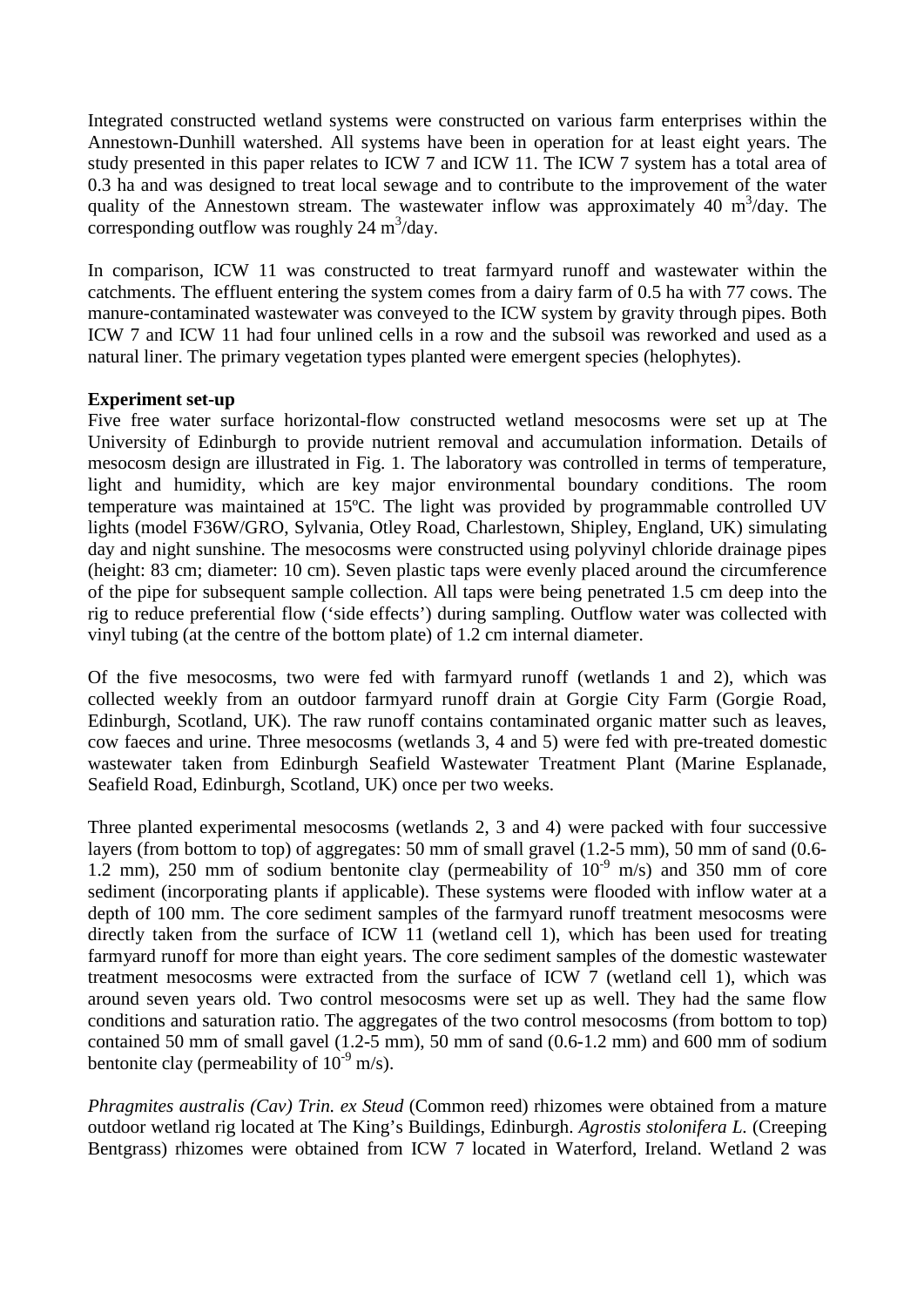Integrated constructed wetland systems were constructed on various farm enterprises within the Annestown-Dunhill watershed. All systems have been in operation for at least eight years. The study presented in this paper relates to ICW 7 and ICW 11. The ICW 7 system has a total area of 0.3 ha and was designed to treat local sewage and to contribute to the improvement of the water quality of the Annestown stream. The wastewater inflow was approximately 40 $m^3$/day. The corresponding outflow was roughly 24 $m^3$/day.

In comparison, ICW 11 was constructed to treat farmyard runoff and wastewater within the catchments. The effluent entering the system comes from a dairy farm of 0.5 ha with 77 cows. The manure-contaminated wastewater was conveyed to the ICW system by gravity through pipes. Both ICW 7 and ICW 11 had four unlined cells in a row and the subsoil was reworked and used as a natural liner. The primary vegetation types planted were emergent species (helophytes).

**Experiment set-up**

Five free water surface horizontal-flow constructed wetland mesocosms were set up at The University of Edinburgh to provide nutrient removal and accumulation information. Details of mesocosm design are illustrated in Fig. 1. The laboratory was controlled in terms of temperature, light and humidity, which are key major environmental boundary conditions. The room temperature was maintained at 15ºC. The light was provided by programmable controlled UV lights (model F36W/GRO, Sylvania, Otley Road, Charlestown, Shipley, England, UK) simulating day and night sunshine. The mesocosms were constructed using polyvinyl chloride drainage pipes (height: 83 cm; diameter: 10 cm). Seven plastic taps were evenly placed around the circumference of the pipe for subsequent sample collection. All taps were being penetrated 1.5 cm deep into the rig to reduce preferential flow ('side effects') during sampling. Outflow water was collected with vinyl tubing (at the centre of the bottom plate) of 1.2 cm internal diameter.

Of the five mesocosms, two were fed with farmyard runoff (wetlands 1 and 2), which was collected weekly from an outdoor farmyard runoff drain at Gorgie City Farm (Gorgie Road, Edinburgh, Scotland, UK). The raw runoff contains contaminated organic matter such as leaves, cow faeces and urine. Three mesocosms (wetlands 3, 4 and 5) were fed with pre-treated domestic wastewater taken from Edinburgh Seafield Wastewater Treatment Plant (Marine Esplanade, Seafield Road, Edinburgh, Scotland, UK) once per two weeks.

Three planted experimental mesocosms (wetlands 2, 3 and 4) were packed with four successive layers (from bottom to top) of aggregates: 50 mm of small gravel (1.2-5 mm), 50 mm of sand (0.6-1.2 mm), 250 mm of sodium bentonite clay (permeability of $10^{-9}$ m/s) and 350 mm of core sediment (incorporating plants if applicable). These systems were flooded with inflow water at a depth of 100 mm. The core sediment samples of the farmyard runoff treatment mesocosms were directly taken from the surface of ICW 11 (wetland cell 1), which has been used for treating farmyard runoff for more than eight years. The core sediment samples of the domestic wastewater treatment mesocosms were extracted from the surface of ICW 7 (wetland cell 1), which was around seven years old. Two control mesocosms were set up as well. They had the same flow conditions and saturation ratio. The aggregates of the two control mesocosms (from bottom to top) contained 50 mm of small gavel (1.2-5 mm), 50 mm of sand (0.6-1.2 mm) and 600 mm of sodium bentonite clay (permeability of $10^{-9}$ m/s).

*Phragmites australis (Cav) Trin. ex Steud* (Common reed) rhizomes were obtained from a mature outdoor wetland rig located at The King's Buildings, Edinburgh. *Agrostis stolonifera L.* (Creeping Bentgrass) rhizomes were obtained from ICW 7 located in Waterford, Ireland. Wetland 2 was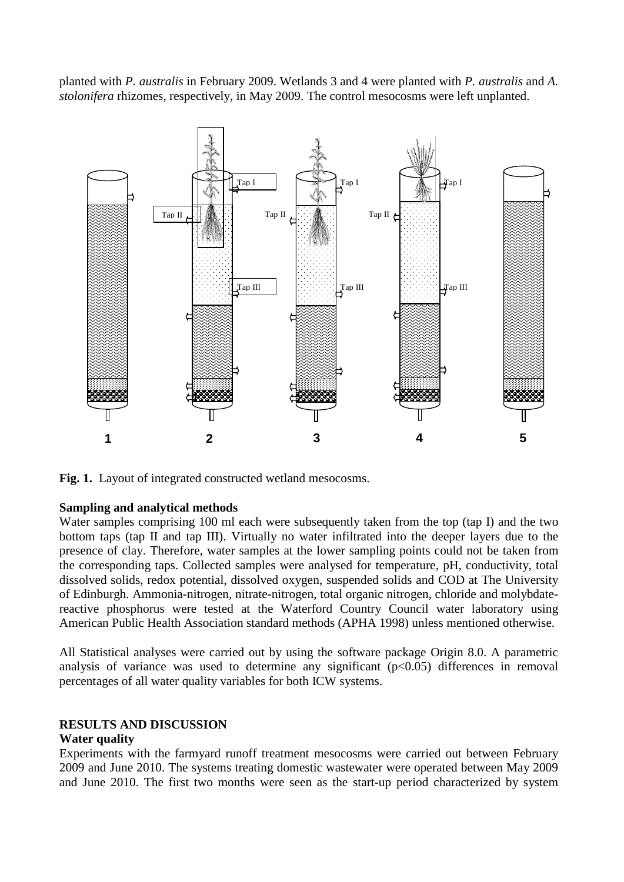planted with *P. australis* in February 2009. Wetlands 3 and 4 were planted with *P. australis* and *A. stolonifera* rhizomes, respectively, in May 2009. The control mesocosms were left unplanted.

**Fig. 1.** Layout of integrated constructed wetland mesocosms.

**Sampling and analytical methods**

Water samples comprising 100 ml each were subsequently taken from the top (tap I) and the two bottom taps (tap II and tap III). Virtually no water infiltrated into the deeper layers due to the presence of clay. Therefore, water samples at the lower sampling points could not be taken from the corresponding taps. Collected samples were analysed for temperature, pH, conductivity, total dissolved solids, redox potential, dissolved oxygen, suspended solids and COD at The University of Edinburgh. Ammonia-nitrogen, nitrate-nitrogen, total organic nitrogen, chloride and molybdate-reactive phosphorus were tested at the Waterford Country Council water laboratory using American Public Health Association standard methods (APHA 1998) unless mentioned otherwise.

All Statistical analyses were carried out by using the software package Origin 8.0. A parametric analysis of variance was used to determine any significant ($p<0.05$) differences in removal percentages of all water quality variables for both ICW systems.

## RESULTS AND DISCUSSION

**Water quality**

Experiments with the farmyard runoff treatment mesocosms were carried out between February 2009 and June 2010. The systems treating domestic wastewater were operated between May 2009 and June 2010. The first two months were seen as the start-up period characterized by system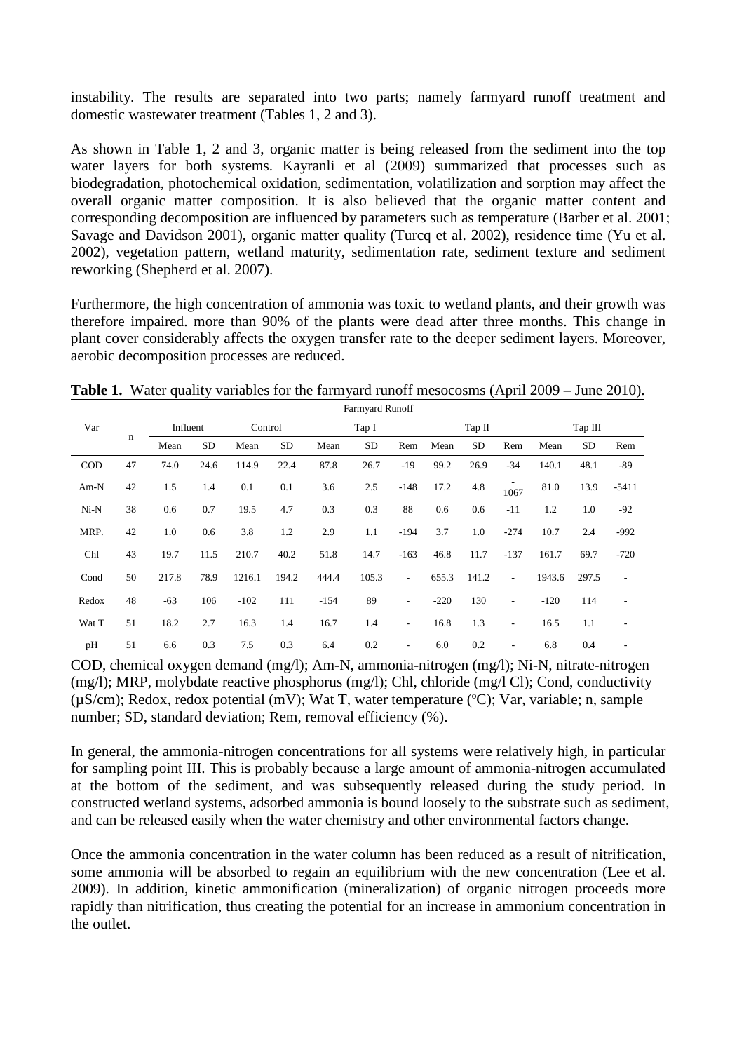instability. The results are separated into two parts; namely farmyard runoff treatment and domestic wastewater treatment (Tables 1, 2 and 3).

As shown in Table 1, 2 and 3, organic matter is being released from the sediment into the top water layers for both systems. Kayranli et al (2009) summarized that processes such as biodegradation, photochemical oxidation, sedimentation, volatilization and sorption may affect the overall organic matter composition. It is also believed that the organic matter content and corresponding decomposition are influenced by parameters such as temperature (Barber et al. 2001; Savage and Davidson 2001), organic matter quality (Turcq et al. 2002), residence time (Yu et al. 2002), vegetation pattern, wetland maturity, sedimentation rate, sediment texture and sediment reworking (Shepherd et al. 2007).

Furthermore, the high concentration of ammonia was toxic to wetland plants, and their growth was therefore impaired. more than 90% of the plants were dead after three months. This change in plant cover considerably affects the oxygen transfer rate to the deeper sediment layers. Moreover, aerobic decomposition processes are reduced.

**Table 1.** Water quality variables for the farmyard runoff mesocosms (April 2009 – June 2010).

| Var | n | Farmyard Runoff | | | | | | | | | | | | | |
|---|---|---|---|---|---|---|---|---|---|---|---|---|---|---|---|
| | | Influent | | Control | | Tap I | | | Tap II | | | Tap III | | | |
| | | Mean | SD | Mean | SD | Mean | SD | Rem | Mean | SD | Rem | Mean | SD | Rem | |
| COD | 47 | 74.0 | 24.6 | 114.9 | 22.4 | 87.8 | 26.7 | -19 | 99.2 | 26.9 | -34 | 140.1 | 48.1 | -89 | |
| Am-N | 42 | 1.5 | 1.4 | 0.1 | 0.1 | 3.6 | 2.5 | -148 | 17.2 | 4.8 | -1067 | 81.0 | 13.9 | -5411 | |
| Ni-N | 38 | 0.6 | 0.7 | 19.5 | 4.7 | 0.3 | 0.3 | 88 | 0.6 | 0.6 | -11 | 1.2 | 1.0 | -92 | |
| MRP. | 42 | 1.0 | 0.6 | 3.8 | 1.2 | 2.9 | 1.1 | -194 | 3.7 | 1.0 | -274 | 10.7 | 2.4 | -992 | |
| Chl | 43 | 19.7 | 11.5 | 210.7 | 40.2 | 51.8 | 14.7 | -163 | 46.8 | 11.7 | -137 | 161.7 | 69.7 | -720 | |
| Cond | 50 | 217.8 | 78.9 | 1216.1 | 194.2 | 444.4 | 105.3 | - | 655.3 | 141.2 | - | 1943.6 | 297.5 | - | |
| Redox | 48 | -63 | 106 | -102 | 111 | -154 | 89 | - | -220 | 130 | - | -120 | 114 | - | |
| Wat T | 51 | 18.2 | 2.7 | 16.3 | 1.4 | 16.7 | 1.4 | - | 16.8 | 1.3 | - | 16.5 | 1.1 | - | |
| pH | 51 | 6.6 | 0.3 | 7.5 | 0.3 | 6.4 | 0.2 | - | 6.0 | 0.2 | - | 6.8 | 0.4 | - | |

COD, chemical oxygen demand (mg/l); Am-N, ammonia-nitrogen (mg/l); Ni-N, nitrate-nitrogen (mg/l); MRP, molybdate reactive phosphorus (mg/l); Chl, chloride (mg/l Cl); Cond, conductivity (μS/cm); Redox, redox potential (mV); Wat T, water temperature (ºC); Var, variable; n, sample number; SD, standard deviation; Rem, removal efficiency (%).

In general, the ammonia-nitrogen concentrations for all systems were relatively high, in particular for sampling point III. This is probably because a large amount of ammonia-nitrogen accumulated at the bottom of the sediment, and was subsequently released during the study period. In constructed wetland systems, adsorbed ammonia is bound loosely to the substrate such as sediment, and can be released easily when the water chemistry and other environmental factors change.

Once the ammonia concentration in the water column has been reduced as a result of nitrification, some ammonia will be absorbed to regain an equilibrium with the new concentration (Lee et al. 2009). In addition, kinetic ammonification (mineralization) of organic nitrogen proceeds more rapidly than nitrification, thus creating the potential for an increase in ammonium concentration in the outlet.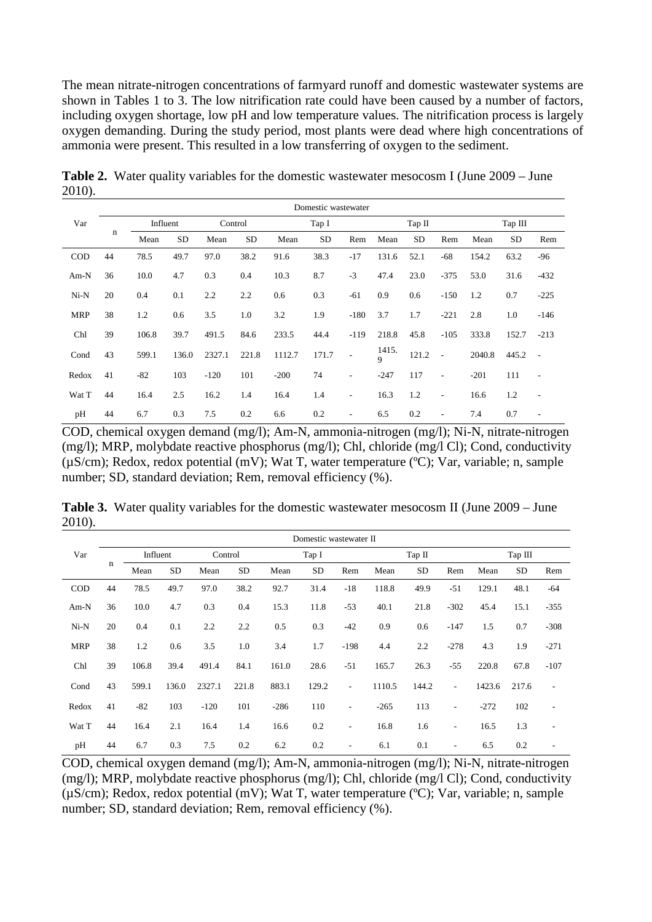The mean nitrate-nitrogen concentrations of farmyard runoff and domestic wastewater systems are shown in Tables 1 to 3. The low nitrification rate could have been caused by a number of factors, including oxygen shortage, low pH and low temperature values. The nitrification process is largely oxygen demanding. During the study period, most plants were dead where high concentrations of ammonia were present. This resulted in a low transferring of oxygen to the sediment.

**Table 2.** Water quality variables for the domestic wastewater mesocosm I (June 2009 – June 2010).

| Var | n | Domestic wastewater | | | | | | | | | | | | | |
|---|---|---|---|---|---|---|---|---|---|---|---|---|---|---|---|
| | | Influent | | Control | | Tap I | | | Tap II | | | Tap III | | | |
| | | Mean | SD | Mean | SD | Mean | SD | Rem | Mean | SD | Rem | Mean | SD | Rem | |
| COD | 44 | 78.5 | 49.7 | 97.0 | 38.2 | 91.6 | 38.3 | -17 | 131.6 | 52.1 | -68 | 154.2 | 63.2 | -96 | |
| Am-N | 36 | 10.0 | 4.7 | 0.3 | 0.4 | 10.3 | 8.7 | -3 | 47.4 | 23.0 | -375 | 53.0 | 31.6 | -432 | |
| Ni-N | 20 | 0.4 | 0.1 | 2.2 | 2.2 | 0.6 | 0.3 | -61 | 0.9 | 0.6 | -150 | 1.2 | 0.7 | -225 | |
| MRP | 38 | 1.2 | 0.6 | 3.5 | 1.0 | 3.2 | 1.9 | -180 | 3.7 | 1.7 | -221 | 2.8 | 1.0 | -146 | |
| Chl | 39 | 106.8 | 39.7 | 491.5 | 84.6 | 233.5 | 44.4 | -119 | 218.8 | 45.8 | -105 | 333.8 | 152.7 | -213 | |
| Cond | 43 | 599.1 | 136.0 | 2327.1 | 221.8 | 1112.7 | 171.7 | - | 1415.9 | 121.2 | - | 2040.8 | 445.2 | - | |
| Redox | 41 | -82 | 103 | -120 | 101 | -200 | 74 | - | -247 | 117 | - | -201 | 111 | - | |
| Wat T | 44 | 16.4 | 2.5 | 16.2 | 1.4 | 16.4 | 1.4 | - | 16.3 | 1.2 | - | 16.6 | 1.2 | - | |
| pH | 44 | 6.7 | 0.3 | 7.5 | 0.2 | 6.6 | 0.2 | - | 6.5 | 0.2 | - | 7.4 | 0.7 | - | |

COD, chemical oxygen demand (mg/l); Am-N, ammonia-nitrogen (mg/l); Ni-N, nitrate-nitrogen (mg/l); MRP, molybdate reactive phosphorus (mg/l); Chl, chloride (mg/l Cl); Cond, conductivity (μS/cm); Redox, redox potential (mV); Wat T, water temperature (ºC); Var, variable; n, sample number; SD, standard deviation; Rem, removal efficiency (%).

**Table 3.** Water quality variables for the domestic wastewater mesocosm II (June 2009 – June 2010).

| Var | n | Domestic wastewater II | | | | | | | | | | | | |
|---|---|---|---|---|---|---|---|---|---|---|---|---|---|---|
| | | Influent | | Control | | Tap I | | | Tap II | | | Tap III | | |
| | | Mean | SD | Mean | SD | Mean | SD | Rem | Mean | SD | Rem | Mean | SD | Rem |
| COD | 44 | 78.5 | 49.7 | 97.0 | 38.2 | 92.7 | 31.4 | -18 | 118.8 | 49.9 | -51 | 129.1 | 48.1 | -64 |
| Am-N | 36 | 10.0 | 4.7 | 0.3 | 0.4 | 15.3 | 11.8 | -53 | 40.1 | 21.8 | -302 | 45.4 | 15.1 | -355 |
| Ni-N | 20 | 0.4 | 0.1 | 2.2 | 2.2 | 0.5 | 0.3 | -42 | 0.9 | 0.6 | -147 | 1.5 | 0.7 | -308 |
| MRP | 38 | 1.2 | 0.6 | 3.5 | 1.0 | 3.4 | 1.7 | -198 | 4.4 | 2.2 | -278 | 4.3 | 1.9 | -271 |
| Chl | 39 | 106.8 | 39.4 | 491.4 | 84.1 | 161.0 | 28.6 | -51 | 165.7 | 26.3 | -55 | 220.8 | 67.8 | -107 |
| Cond | 43 | 599.1 | 136.0 | 2327.1 | 221.8 | 883.1 | 129.2 | - | 1110.5 | 144.2 | - | 1423.6 | 217.6 | - |
| Redox | 41 | -82 | 103 | -120 | 101 | -286 | 110 | - | -265 | 113 | - | -272 | 102 | - |
| Wat T | 44 | 16.4 | 2.1 | 16.4 | 1.4 | 16.6 | 0.2 | - | 16.8 | 1.6 | - | 16.5 | 1.3 | - |
| pH | 44 | 6.7 | 0.3 | 7.5 | 0.2 | 6.2 | 0.2 | - | 6.1 | 0.1 | - | 6.5 | 0.2 | - |

COD, chemical oxygen demand (mg/l); Am-N, ammonia-nitrogen (mg/l); Ni-N, nitrate-nitrogen (mg/l); MRP, molybdate reactive phosphorus (mg/l); Chl, chloride (mg/l Cl); Cond, conductivity (μS/cm); Redox, redox potential (mV); Wat T, water temperature (ºC); Var, variable; n, sample number; SD, standard deviation; Rem, removal efficiency (%).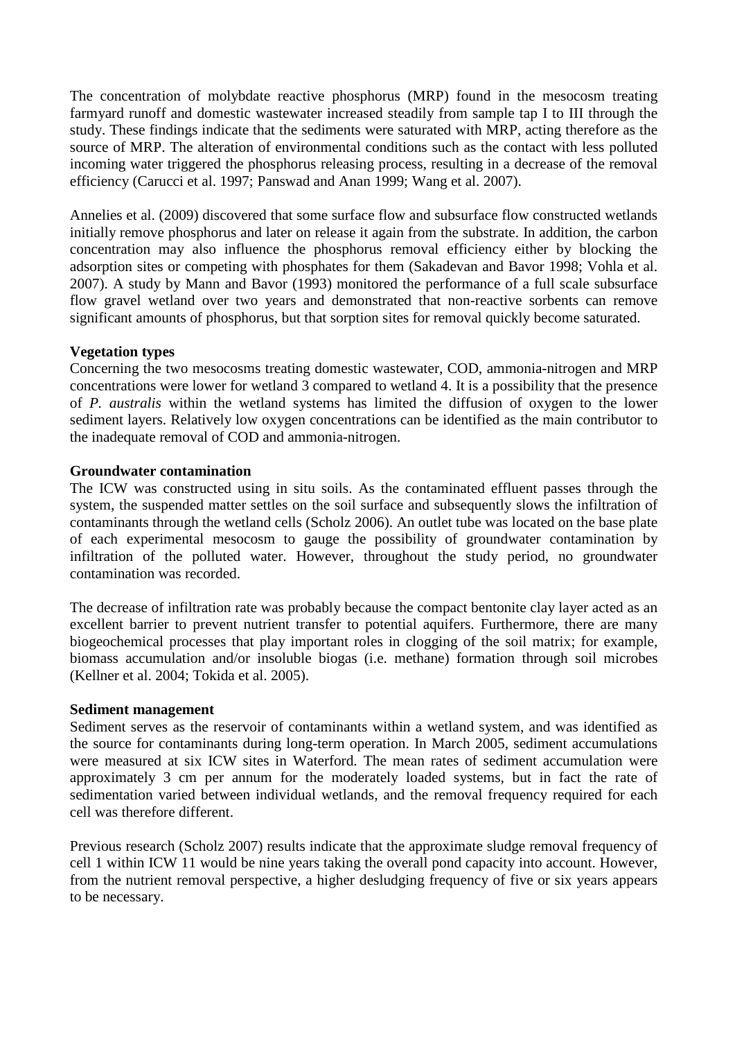The concentration of molybdate reactive phosphorus (MRP) found in the mesocosm treating farmyard runoff and domestic wastewater increased steadily from sample tap I to III through the study. These findings indicate that the sediments were saturated with MRP, acting therefore as the source of MRP. The alteration of environmental conditions such as the contact with less polluted incoming water triggered the phosphorus releasing process, resulting in a decrease of the removal efficiency (Carucci et al. 1997; Panswad and Anan 1999; Wang et al. 2007).

Annelies et al. (2009) discovered that some surface flow and subsurface flow constructed wetlands initially remove phosphorus and later on release it again from the substrate. In addition, the carbon concentration may also influence the phosphorus removal efficiency either by blocking the adsorption sites or competing with phosphates for them (Sakadevan and Bavor 1998; Vohla et al. 2007). A study by Mann and Bavor (1993) monitored the performance of a full scale subsurface flow gravel wetland over two years and demonstrated that non-reactive sorbents can remove significant amounts of phosphorus, but that sorption sites for removal quickly become saturated.

**Vegetation types**

Concerning the two mesocosms treating domestic wastewater, COD, ammonia-nitrogen and MRP concentrations were lower for wetland 3 compared to wetland 4. It is a possibility that the presence of *P. australis* within the wetland systems has limited the diffusion of oxygen to the lower sediment layers. Relatively low oxygen concentrations can be identified as the main contributor to the inadequate removal of COD and ammonia-nitrogen.

**Groundwater contamination**

The ICW was constructed using in situ soils. As the contaminated effluent passes through the system, the suspended matter settles on the soil surface and subsequently slows the infiltration of contaminants through the wetland cells (Scholz 2006). An outlet tube was located on the base plate of each experimental mesocosm to gauge the possibility of groundwater contamination by infiltration of the polluted water. However, throughout the study period, no groundwater contamination was recorded.

The decrease of infiltration rate was probably because the compact bentonite clay layer acted as an excellent barrier to prevent nutrient transfer to potential aquifers. Furthermore, there are many biogeochemical processes that play important roles in clogging of the soil matrix; for example, biomass accumulation and/or insoluble biogas (i.e. methane) formation through soil microbes (Kellner et al. 2004; Tokida et al. 2005).

**Sediment management**

Sediment serves as the reservoir of contaminants within a wetland system, and was identified as the source for contaminants during long-term operation. In March 2005, sediment accumulations were measured at six ICW sites in Waterford. The mean rates of sediment accumulation were approximately 3 cm per annum for the moderately loaded systems, but in fact the rate of sedimentation varied between individual wetlands, and the removal frequency required for each cell was therefore different.

Previous research (Scholz 2007) results indicate that the approximate sludge removal frequency of cell 1 within ICW 11 would be nine years taking the overall pond capacity into account. However, from the nutrient removal perspective, a higher desludging frequency of five or six years appears to be necessary.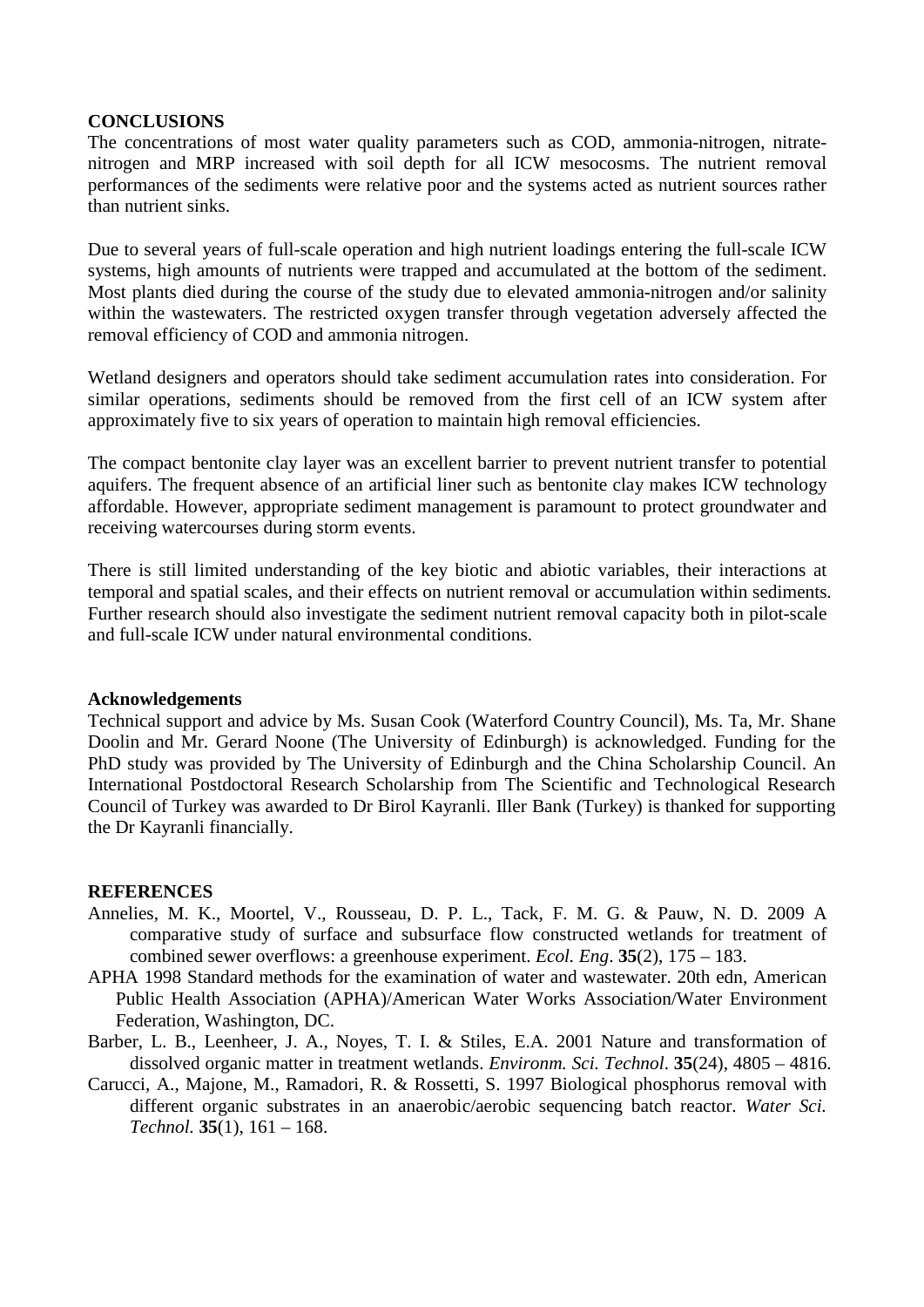## CONCLUSIONS

The concentrations of most water quality parameters such as COD, ammonia-nitrogen, nitrate-nitrogen and MRP increased with soil depth for all ICW mesocosms. The nutrient removal performances of the sediments were relative poor and the systems acted as nutrient sources rather than nutrient sinks.

Due to several years of full-scale operation and high nutrient loadings entering the full-scale ICW systems, high amounts of nutrients were trapped and accumulated at the bottom of the sediment. Most plants died during the course of the study due to elevated ammonia-nitrogen and/or salinity within the wastewaters. The restricted oxygen transfer through vegetation adversely affected the removal efficiency of COD and ammonia nitrogen.

Wetland designers and operators should take sediment accumulation rates into consideration. For similar operations, sediments should be removed from the first cell of an ICW system after approximately five to six years of operation to maintain high removal efficiencies.

The compact bentonite clay layer was an excellent barrier to prevent nutrient transfer to potential aquifers. The frequent absence of an artificial liner such as bentonite clay makes ICW technology affordable. However, appropriate sediment management is paramount to protect groundwater and receiving watercourses during storm events.

There is still limited understanding of the key biotic and abiotic variables, their interactions at temporal and spatial scales, and their effects on nutrient removal or accumulation within sediments. Further research should also investigate the sediment nutrient removal capacity both in pilot-scale and full-scale ICW under natural environmental conditions.

### Acknowledgements

Technical support and advice by Ms. Susan Cook (Waterford Country Council), Ms. Ta, Mr. Shane Doolin and Mr. Gerard Noone (The University of Edinburgh) is acknowledged. Funding for the PhD study was provided by The University of Edinburgh and the China Scholarship Council. An International Postdoctoral Research Scholarship from The Scientific and Technological Research Council of Turkey was awarded to Dr Birol Kayranli. Iller Bank (Turkey) is thanked for supporting the Dr Kayranli financially.

## REFERENCES

Annelies, M. K., Moortel, V., Rousseau, D. P. L., Tack, F. M. G. & Pauw, N. D. 2009 A comparative study of surface and subsurface flow constructed wetlands for treatment of combined sewer overflows: a greenhouse experiment. *Ecol. Eng*. **35**(2), 175 – 183.

APHA 1998 Standard methods for the examination of water and wastewater. 20th edn, American Public Health Association (APHA)/American Water Works Association/Water Environment Federation, Washington, DC.

Barber, L. B., Leenheer, J. A., Noyes, T. I. & Stiles, E.A. 2001 Nature and transformation of dissolved organic matter in treatment wetlands. *Environm. Sci. Technol*. **35**(24), 4805 – 4816.

Carucci, A., Majone, M., Ramadori, R. & Rossetti, S. 1997 Biological phosphorus removal with different organic substrates in an anaerobic/aerobic sequencing batch reactor. *Water Sci. Technol.* **35**(1), 161 – 168.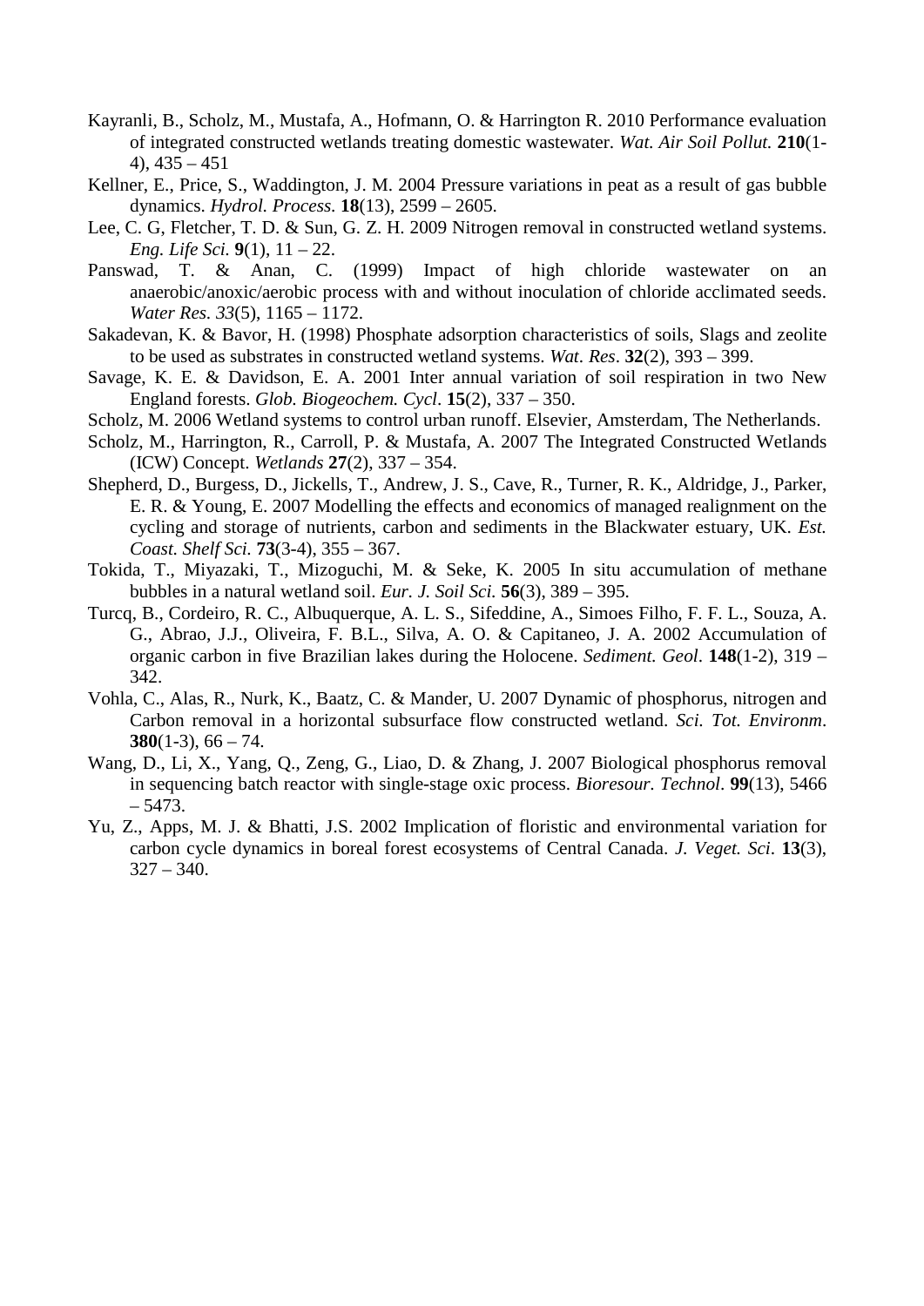Kayranli, B., Scholz, M., Mustafa, A., Hofmann, O. & Harrington R. 2010 Performance evaluation of integrated constructed wetlands treating domestic wastewater. *Wat. Air Soil Pollut.* **210**(1-4), 435 – 451

Kellner, E., Price, S., Waddington, J. M. 2004 Pressure variations in peat as a result of gas bubble dynamics. *Hydrol. Process.* **18**(13), 2599 – 2605.

Lee, C. G, Fletcher, T. D. & Sun, G. Z. H. 2009 Nitrogen removal in constructed wetland systems. *Eng. Life Sci.* **9**(1), 11 – 22.

Panswad, T. & Anan, C. (1999) Impact of high chloride wastewater on an anaerobic/anoxic/aerobic process with and without inoculation of chloride acclimated seeds. *Water Res. 33*(5), 1165 – 1172.

Sakadevan, K. & Bavor, H. (1998) Phosphate adsorption characteristics of soils, Slags and zeolite to be used as substrates in constructed wetland systems. *Wat. Res*. **32**(2), 393 – 399.

Savage, K. E. & Davidson, E. A. 2001 Inter annual variation of soil respiration in two New England forests. *Glob. Biogeochem. Cycl*. **15**(2), 337 – 350.

Scholz, M. 2006 Wetland systems to control urban runoff. Elsevier, Amsterdam, The Netherlands.

Scholz, M., Harrington, R., Carroll, P. & Mustafa, A. 2007 The Integrated Constructed Wetlands (ICW) Concept. *Wetlands* **27**(2), 337 – 354.

Shepherd, D., Burgess, D., Jickells, T., Andrew, J. S., Cave, R., Turner, R. K., Aldridge, J., Parker, E. R. & Young, E. 2007 Modelling the effects and economics of managed realignment on the cycling and storage of nutrients, carbon and sediments in the Blackwater estuary, UK. *Est. Coast. Shelf Sci.* **73**(3-4), 355 – 367.

Tokida, T., Miyazaki, T., Mizoguchi, M. & Seke, K. 2005 In situ accumulation of methane bubbles in a natural wetland soil. *Eur. J. Soil Sci.* **56**(3), 389 – 395.

Turcq, B., Cordeiro, R. C., Albuquerque, A. L. S., Sifeddine, A., Simoes Filho, F. F. L., Souza, A. G., Abrao, J.J., Oliveira, F. B.L., Silva, A. O. & Capitaneo, J. A. 2002 Accumulation of organic carbon in five Brazilian lakes during the Holocene. *Sediment. Geol*. **148**(1-2), 319 – 342.

Vohla, C., Alas, R., Nurk, K., Baatz, C. & Mander, U. 2007 Dynamic of phosphorus, nitrogen and Carbon removal in a horizontal subsurface flow constructed wetland. *Sci. Tot. Environm*. **380**(1-3), 66 – 74.

Wang, D., Li, X., Yang, Q., Zeng, G., Liao, D. & Zhang, J. 2007 Biological phosphorus removal in sequencing batch reactor with single-stage oxic process. *Bioresour. Technol*. **99**(13), 5466 – 5473.

Yu, Z., Apps, M. J. & Bhatti, J.S. 2002 Implication of floristic and environmental variation for carbon cycle dynamics in boreal forest ecosystems of Central Canada. *J. Veget. Sci*. **13**(3), 327 – 340.